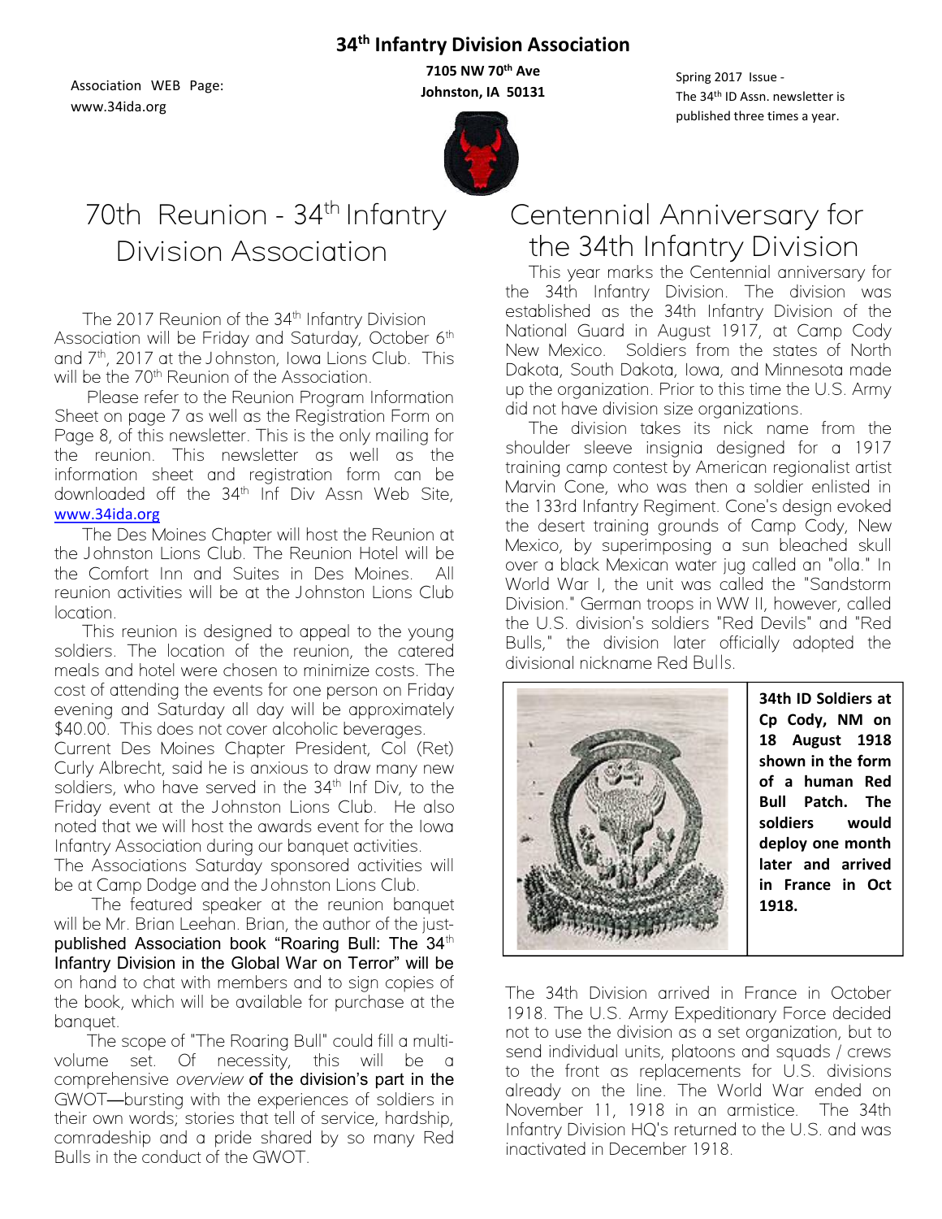# 34th Infantry Division Association

Association WEB Page: www.34ida.org

**7105 NW 70th Ave**
**Johnston, IA 50131**

Spring 2017 Issue - The 34th ID Assn. newsletter is published three times a year.

## 70th Reunion - 34th Infantry Division Association

The 2017 Reunion of the 34th Infantry Division Association will be Friday and Saturday, October 6th and 7th, 2017 at the Johnston, Iowa Lions Club. This will be the 70th Reunion of the Association.

Please refer to the Reunion Program Information Sheet on page 7 as well as the Registration Form on Page 8, of this newsletter. This is the only mailing for the reunion. This newsletter as well as the information sheet and registration form can be downloaded off the 34th Inf Div Assn Web Site, www.34ida.org

The Des Moines Chapter will host the Reunion at the Johnston Lions Club. The Reunion Hotel will be the Comfort Inn and Suites in Des Moines. All reunion activities will be at the Johnston Lions Club location.

This reunion is designed to appeal to the young soldiers. The location of the reunion, the catered meals and hotel were chosen to minimize costs. The cost of attending the events for one person on Friday evening and Saturday all day will be approximately $40.00. This does not cover alcoholic beverages. Current Des Moines Chapter President, Col (Ret) Curly Albrecht, said he is anxious to draw many new soldiers, who have served in the 34th Inf Div, to the Friday event at the Johnston Lions Club. He also noted that we will host the awards event for the Iowa Infantry Association during our banquet activities. The Associations Saturday sponsored activities will be at Camp Dodge and the Johnston Lions Club.

The featured speaker at the reunion banquet will be Mr. Brian Leehan. Brian, the author of the just-published Association book "Roaring Bull: The 34th Infantry Division in the Global War on Terror" will be on hand to chat with members and to sign copies of the book, which will be available for purchase at the banquet.

The scope of "The Roaring Bull" could fill a multi-volume set. Of necessity, this will be a comprehensive *overview* of the division's part in the GWOT—bursting with the experiences of soldiers in their own words; stories that tell of service, hardship, comradeship and a pride shared by so many Red Bulls in the conduct of the GWOT.

## Centennial Anniversary for the 34th Infantry Division

This year marks the Centennial anniversary for the 34th Infantry Division. The division was established as the 34th Infantry Division of the National Guard in August 1917, at Camp Cody New Mexico. Soldiers from the states of North Dakota, South Dakota, Iowa, and Minnesota made up the organization. Prior to this time the U.S. Army did not have division size organizations.

The division takes its nick name from the shoulder sleeve insignia designed for a 1917 training camp contest by American regionalist artist Marvin Cone, who was then a soldier enlisted in the 133rd Infantry Regiment. Cone's design evoked the desert training grounds of Camp Cody, New Mexico, by superimposing a sun bleached skull over a black Mexican water jug called an "olla." In World War I, the unit was called the "Sandstorm Division." German troops in WW II, however, called the U.S. division's soldiers "Red Devils" and "Red Bulls," the division later officially adopted the divisional nickname Red Bulls.

**34th ID Soldiers at Cp Cody, NM on 18 August 1918 shown in the form of a human Red Bull Patch. The soldiers would deploy one month later and arrived in France in Oct 1918.**

The 34th Division arrived in France in October 1918. The U.S. Army Expeditionary Force decided not to use the division as a set organization, but to send individual units, platoons and squads / crews to the front as replacements for U.S. divisions already on the line. The World War ended on November 11, 1918 in an armistice. The 34th Infantry Division HQ's returned to the U.S. and was inactivated in December 1918.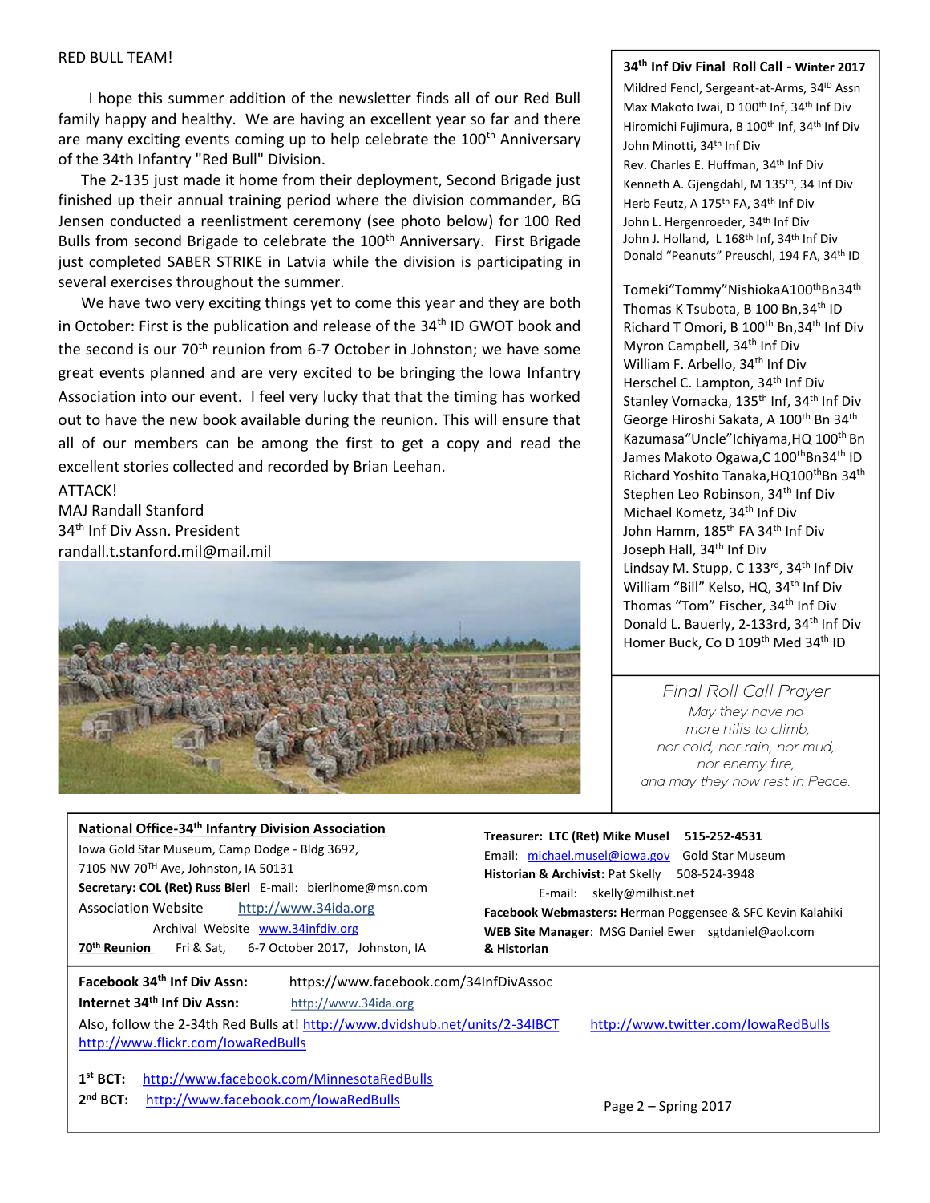RED BULL TEAM!

I hope this summer addition of the newsletter finds all of our Red Bull family happy and healthy. We are having an excellent year so far and there are many exciting events coming up to help celebrate the 100th Anniversary of the 34th Infantry "Red Bull" Division.

The 2-135 just made it home from their deployment, Second Brigade just finished up their annual training period where the division commander, BG Jensen conducted a reenlistment ceremony (see photo below) for 100 Red Bulls from second Brigade to celebrate the 100th Anniversary. First Brigade just completed SABER STRIKE in Latvia while the division is participating in several exercises throughout the summer.

We have two very exciting things yet to come this year and they are both in October: First is the publication and release of the 34th ID GWOT book and the second is our 70th reunion from 6-7 October in Johnston; we have some great events planned and are very excited to be bringing the Iowa Infantry Association into our event. I feel very lucky that that the timing has worked out to have the new book available during the reunion. This will ensure that all of our members can be among the first to get a copy and read the excellent stories collected and recorded by Brian Leehan.

ATTACK!
MAJ Randall Stanford
34th Inf Div Assn. President
randall.t.stanford.mil@mail.mil

**34th Inf Div Final Roll Call - Winter 2017**

Mildred Fencl, Sergeant-at-Arms, 34ID Assn
Max Makoto Iwai, D 100th Inf, 34th Inf Div
Hiromichi Fujimura, B 100th Inf, 34th Inf Div
John Minotti, 34th Inf Div
Rev. Charles E. Huffman, 34th Inf Div
Kenneth A. Gjengdahl, M 135th, 34 Inf Div
Herb Feutz, A 175th FA, 34th Inf Div
John L. Hergenroeder, 34th Inf Div
John J. Holland, L 168th Inf, 34th Inf Div
Donald "Peanuts" Preuschl, 194 FA, 34th ID

Tomeki"Tommy"NishiokaA100thBn34th
Thomas K Tsubota, B 100 Bn,34th ID
Richard T Omori, B 100th Bn,34th Inf Div
Myron Campbell, 34th Inf Div
William F. Arbello, 34th Inf Div
Herschel C. Lampton, 34th Inf Div
Stanley Vomacka, 135th Inf, 34th Inf Div
George Hiroshi Sakata, A 100th Bn 34th
Kazumasa"Uncle"Ichiyama,HQ 100th Bn
James Makoto Ogawa,C 100thBn34th ID
Richard Yoshito Tanaka,HQ100thBn 34th
Stephen Leo Robinson, 34th Inf Div
Michael Kometz, 34th Inf Div
John Hamm, 185th FA 34th Inf Div
Joseph Hall, 34th Inf Div
Lindsay M. Stupp, C 133rd, 34th Inf Div
William "Bill" Kelso, HQ, 34th Inf Div
Thomas "Tom" Fischer, 34th Inf Div
Donald L. Bauerly, 2-133rd, 34th Inf Div
Homer Buck, Co D 109th Med 34th ID

*Final Roll Call Prayer*

*May they have no*
*more hills to climb,*
*nor cold, nor rain, nor mud,*
*nor enemy fire,*
*and may they now rest in Peace.*

**National Office-34th Infantry Division Association**
Iowa Gold Star Museum, Camp Dodge - Bldg 3692,
7105 NW 70TH Ave, Johnston, IA 50131
**Secretary: COL (Ret) Russ Bierl** E-mail: bierlhome@msn.com
Association Website http://www.34ida.org
Archival Website www.34infdiv.org
**70th Reunion** Fri & Sat, 6-7 October 2017, Johnston, IA

**Treasurer: LTC (Ret) Mike Musel 515-252-4531**
Email: michael.musel@iowa.gov Gold Star Museum
**Historian & Archivist:** Pat Skelly 508-524-3948
E-mail: skelly@milhist.net
**Facebook Webmasters: H**erman Poggensee & SFC Kevin Kalahiki
**WEB Site Manager**: MSG Daniel Ewer sgtdaniel@aol.com
**& Historian**

**Facebook 34th Inf Div Assn:** https://www.facebook.com/34InfDivAssoc
**Internet 34th Inf Div Assn:** http://www.34ida.org
Also, follow the 2-34th Red Bulls at! http://www.dvidshub.net/units/2-34IBCT http://www.twitter.com/IowaRedBulls http://www.flickr.com/IowaRedBulls

**1st BCT:** http://www.facebook.com/MinnesotaRedBulls
**2nd BCT:** http://www.facebook.com/IowaRedBulls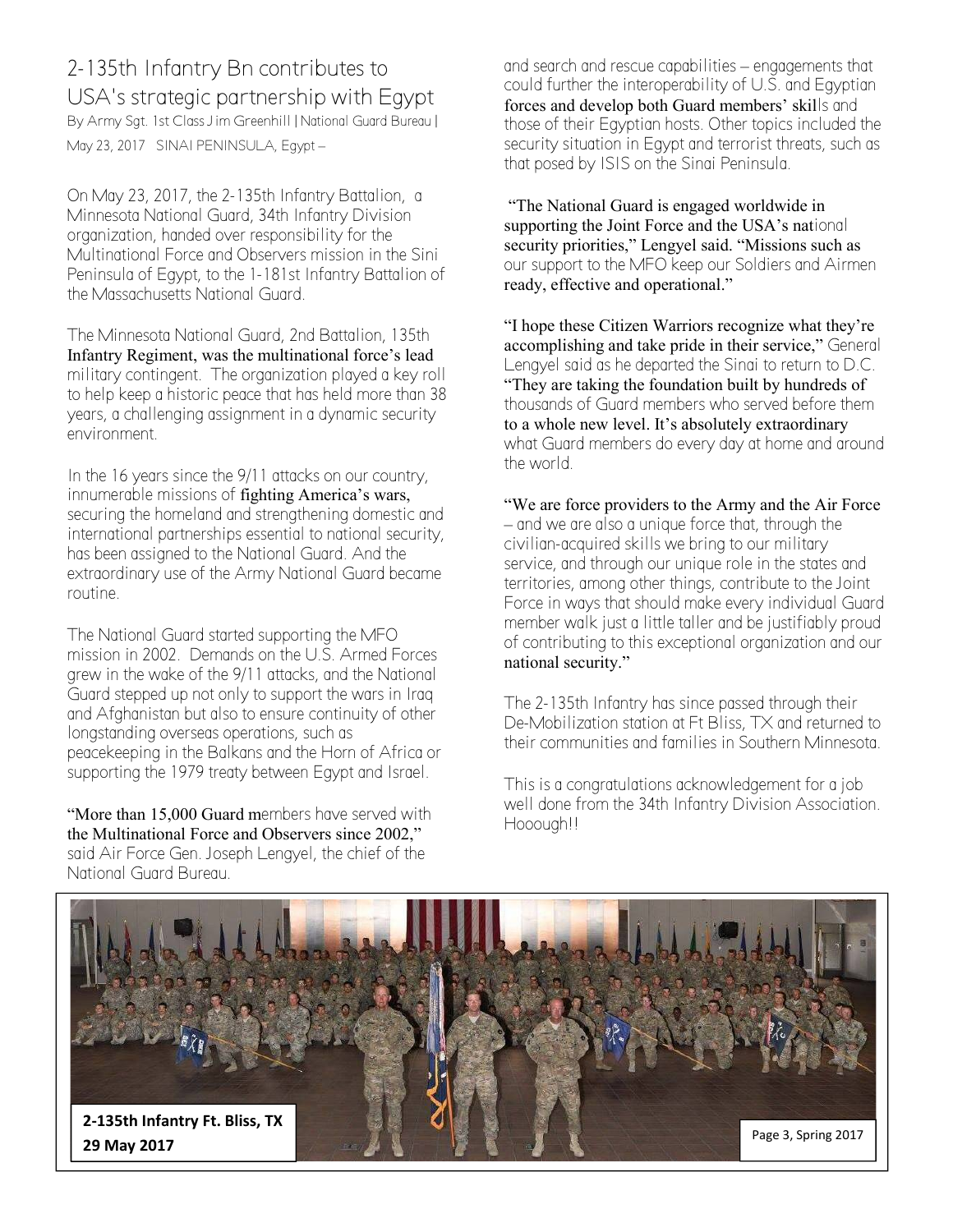# 2-135th Infantry Bn contributes to USA's strategic partnership with Egypt

By Army Sgt. 1st Class Jim Greenhill | National Guard Bureau | May 23, 2017 SINAI PENINSULA, Egypt –

On May 23, 2017, the 2-135th Infantry Battalion, a Minnesota National Guard, 34th Infantry Division organization, handed over responsibility for the Multinational Force and Observers mission in the Sini Peninsula of Egypt, to the 1-181st Infantry Battalion of the Massachusetts National Guard.

The Minnesota National Guard, 2nd Battalion, 135th Infantry Regiment, was the multinational force's lead military contingent. The organization played a key roll to help keep a historic peace that has held more than 38 years, a challenging assignment in a dynamic security environment.

In the 16 years since the 9/11 attacks on our country, innumerable missions of fighting America's wars, securing the homeland and strengthening domestic and international partnerships essential to national security, has been assigned to the National Guard. And the extraordinary use of the Army National Guard became routine.

The National Guard started supporting the MFO mission in 2002. Demands on the U.S. Armed Forces grew in the wake of the 9/11 attacks, and the National Guard stepped up not only to support the wars in Iraq and Afghanistan but also to ensure continuity of other longstanding overseas operations, such as peacekeeping in the Balkans and the Horn of Africa or supporting the 1979 treaty between Egypt and Israel.

"More than 15,000 Guard members have served with the Multinational Force and Observers since 2002," said Air Force Gen. Joseph Lengyel, the chief of the National Guard Bureau.

and search and rescue capabilities – engagements that could further the interoperability of U.S. and Egyptian forces and develop both Guard members' skills and those of their Egyptian hosts. Other topics included the security situation in Egypt and terrorist threats, such as that posed by ISIS on the Sinai Peninsula.

"The National Guard is engaged worldwide in supporting the Joint Force and the USA's national security priorities," Lengyel said. "Missions such as our support to the MFO keep our Soldiers and Airmen ready, effective and operational."

"I hope these Citizen Warriors recognize what they're accomplishing and take pride in their service," General Lengyel said as he departed the Sinai to return to D.C. "They are taking the foundation built by hundreds of thousands of Guard members who served before them to a whole new level. It's absolutely extraordinary what Guard members do every day at home and around the world.

"We are force providers to the Army and the Air Force – and we are also a unique force that, through the civilian-acquired skills we bring to our military service, and through our unique role in the states and territories, among other things, contribute to the Joint Force in ways that should make every individual Guard member walk just a little taller and be justifiably proud of contributing to this exceptional organization and our national security."

The 2-135th Infantry has since passed through their De-Mobilization station at Ft Bliss, TX and returned to their communities and families in Southern Minnesota.

This is a congratulations acknowledgement for a job well done from the 34th Infantry Division Association. Hooough!!

**2-135th Infantry Ft. Bliss, TX 29 May 2017**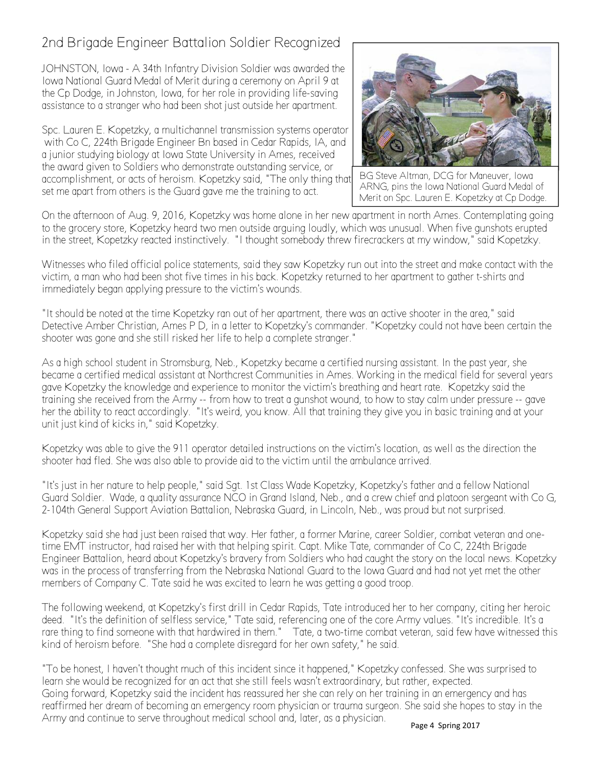## 2nd Brigade Engineer Battalion Soldier Recognized

JOHNSTON, Iowa - A 34th Infantry Division Soldier was awarded the Iowa National Guard Medal of Merit during a ceremony on April 9 at the Cp Dodge, in Johnston, Iowa, for her role in providing life-saving assistance to a stranger who had been shot just outside her apartment.

Spc. Lauren E. Kopetzky, a multichannel transmission systems operator with Co C, 224th Brigade Engineer Bn based in Cedar Rapids, IA, and a junior studying biology at Iowa State University in Ames, received the award given to Soldiers who demonstrate outstanding service, or accomplishment, or acts of heroism. Kopetzky said, "The only thing that set me apart from others is the Guard gave me the training to act.

BG Steve Altman, DCG for Maneuver, Iowa ARNG, pins the Iowa National Guard Medal of Merit on Spc. Lauren E. Kopetzky at Cp Dodge.

On the afternoon of Aug. 9, 2016, Kopetzky was home alone in her new apartment in north Ames. Contemplating going to the grocery store, Kopetzky heard two men outside arguing loudly, which was unusual. When five gunshots erupted in the street, Kopetzky reacted instinctively. "I thought somebody threw firecrackers at my window," said Kopetzky.

Witnesses who filed official police statements, said they saw Kopetzky run out into the street and make contact with the victim, a man who had been shot five times in his back. Kopetzky returned to her apartment to gather t-shirts and immediately began applying pressure to the victim's wounds.

"It should be noted at the time Kopetzky ran out of her apartment, there was an active shooter in the area," said Detective Amber Christian, Ames P D, in a letter to Kopetzky's commander. "Kopetzky could not have been certain the shooter was gone and she still risked her life to help a complete stranger."

As a high school student in Stromsburg, Neb., Kopetzky became a certified nursing assistant. In the past year, she became a certified medical assistant at Northcrest Communities in Ames. Working in the medical field for several years gave Kopetzky the knowledge and experience to monitor the victim's breathing and heart rate. Kopetzky said the training she received from the Army -- from how to treat a gunshot wound, to how to stay calm under pressure -- gave her the ability to react accordingly. "It's weird, you know. All that training they give you in basic training and at your unit just kind of kicks in," said Kopetzky.

Kopetzky was able to give the 911 operator detailed instructions on the victim's location, as well as the direction the shooter had fled. She was also able to provide aid to the victim until the ambulance arrived.

"It's just in her nature to help people," said Sgt. 1st Class Wade Kopetzky, Kopetzky's father and a fellow National Guard Soldier. Wade, a quality assurance NCO in Grand Island, Neb., and a crew chief and platoon sergeant with Co G, 2-104th General Support Aviation Battalion, Nebraska Guard, in Lincoln, Neb., was proud but not surprised.

Kopetzky said she had just been raised that way. Her father, a former Marine, career Soldier, combat veteran and one-time EMT instructor, had raised her with that helping spirit. Capt. Mike Tate, commander of Co C, 224th Brigade Engineer Battalion, heard about Kopetzky's bravery from Soldiers who had caught the story on the local news. Kopetzky was in the process of transferring from the Nebraska National Guard to the Iowa Guard and had not yet met the other members of Company C. Tate said he was excited to learn he was getting a good troop.

The following weekend, at Kopetzky's first drill in Cedar Rapids, Tate introduced her to her company, citing her heroic deed. "It's the definition of selfless service," Tate said, referencing one of the core Army values. "It's incredible. It's a rare thing to find someone with that hardwired in them." Tate, a two-time combat veteran, said few have witnessed this kind of heroism before. "She had a complete disregard for her own safety," he said.

"To be honest, I haven't thought much of this incident since it happened," Kopetzky confessed. She was surprised to learn she would be recognized for an act that she still feels wasn't extraordinary, but rather, expected.
Going forward, Kopetzky said the incident has reassured her she can rely on her training in an emergency and has reaffirmed her dream of becoming an emergency room physician or trauma surgeon. She said she hopes to stay in the Army and continue to serve throughout medical school and, later, as a physician.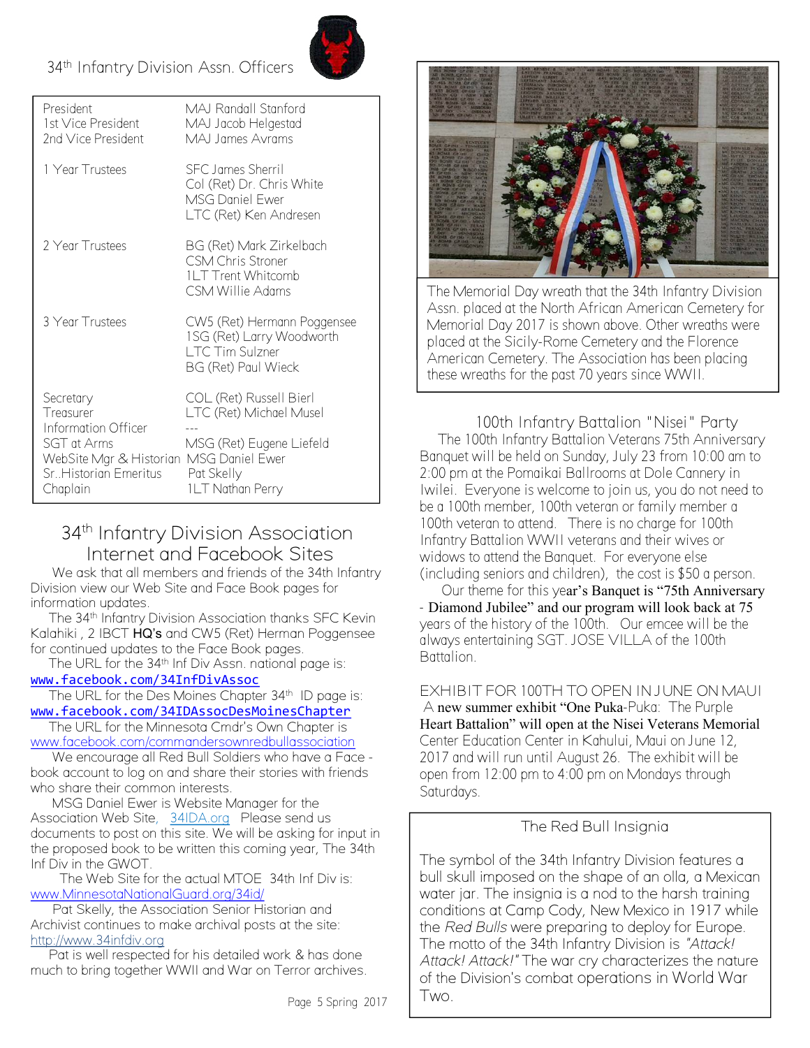## 34th Infantry Division Assn. Officers

| | |
|---|---|
| President | MAJ Randall Stanford |
| 1st Vice President | MAJ Jacob Helgestad |
| 2nd Vice President | MAJ James Avrams |
| 1 Year Trustees | SFC James Sherril |
| | Col (Ret) Dr. Chris White |
| | MSG Daniel Ewer |
| | LTC (Ret) Ken Andresen |
| 2 Year Trustees | BG (Ret) Mark Zirkelbach |
| | CSM Chris Stroner |
| | 1LT Trent Whitcomb |
| | CSM Willie Adams |
| 3 Year Trustees | CW5 (Ret) Hermann Poggensee |
| | 1SG (Ret) Larry Woodworth |
| | LTC Tim Sulzner |
| | BG (Ret) Paul Wieck |
| Secretary | COL (Ret) Russell Bierl |
| Treasurer | LTC (Ret) Michael Musel |
| Information Officer | --- |
| SGT at Arms | MSG (Ret) Eugene Liefeld |
| WebSite Mgr & Historian | MSG Daniel Ewer |
| Sr..Historian Emeritus | Pat Skelly |
| Chaplain | 1LT Nathan Perry |

## 34th Infantry Division Association Internet and Facebook Sites

We ask that all members and friends of the 34th Infantry Division view our Web Site and Face Book pages for information updates.

The 34th Infantry Division Association thanks SFC Kevin Kalahiki , 2 IBCT **HQ's** and CW5 (Ret) Herman Poggensee for continued updates to the Face Book pages.

The URL for the 34th Inf Div Assn. national page is: www.facebook.com/34InfDivAssoc

The URL for the Des Moines Chapter 34th ID page is: www.facebook.com/34IDAssocDesMoinesChapter

The URL for the Minnesota Cmdr's Own Chapter is www.facebook.com/commandersownredbullassociation

We encourage all Red Bull Soldiers who have a Face - book account to log on and share their stories with friends who share their common interests.

MSG Daniel Ewer is Website Manager for the Association Web Site, 34IDA.org Please send us documents to post on this site. We will be asking for input in the proposed book to be written this coming year, The 34th Inf Div in the GWOT.

The Web Site for the actual MTOE 34th Inf Div is: www.MinnesotaNationalGuard.org/34id/

Pat Skelly, the Association Senior Historian and Archivist continues to make archival posts at the site: http://www.34infdiv.org

Pat is well respected for his detailed work & has done much to bring together WWII and War on Terror archives.

The Memorial Day wreath that the 34th Infantry Division Assn. placed at the North African American Cemetery for Memorial Day 2017 is shown above. Other wreaths were placed at the Sicily-Rome Cemetery and the Florence American Cemetery. The Association has been placing these wreaths for the past 70 years since WWII.

## 100th Infantry Battalion "Nisei" Party

The 100th Infantry Battalion Veterans 75th Anniversary Banquet will be held on Sunday, July 23 from 10:00 am to 2:00 pm at the Pomaikai Ballrooms at Dole Cannery in Iwilei. Everyone is welcome to join us, you do not need to be a 100th member, 100th veteran or family member a 100th veteran to attend. There is no charge for 100th Infantry Battalion WWII veterans and their wives or widows to attend the Banquet. For everyone else (including seniors and children), the cost is $50 a person.

Our theme for this year's Banquet is "75th Anniversary - Diamond Jubilee" and our program will look back at 75 years of the history of the 100th. Our emcee will be the always entertaining SGT. JOSE VILLA of the 100th Battalion.

EXHIBIT FOR 100TH TO OPEN IN JUNE ON MAUI

A new summer exhibit "One Puka-Puka: The Purple Heart Battalion" will open at the Nisei Veterans Memorial Center Education Center in Kahului, Maui on June 12, 2017 and will run until August 26. The exhibit will be open from 12:00 pm to 4:00 pm on Mondays through Saturdays.

## The Red Bull Insignia

The symbol of the 34th Infantry Division features a bull skull imposed on the shape of an olla, a Mexican water jar. The insignia is a nod to the harsh training conditions at Camp Cody, New Mexico in 1917 while the *Red Bulls* were preparing to deploy for Europe. The motto of the 34th Infantry Division is *"Attack! Attack! Attack!"* The war cry characterizes the nature of the Division's combat operations in World War Two.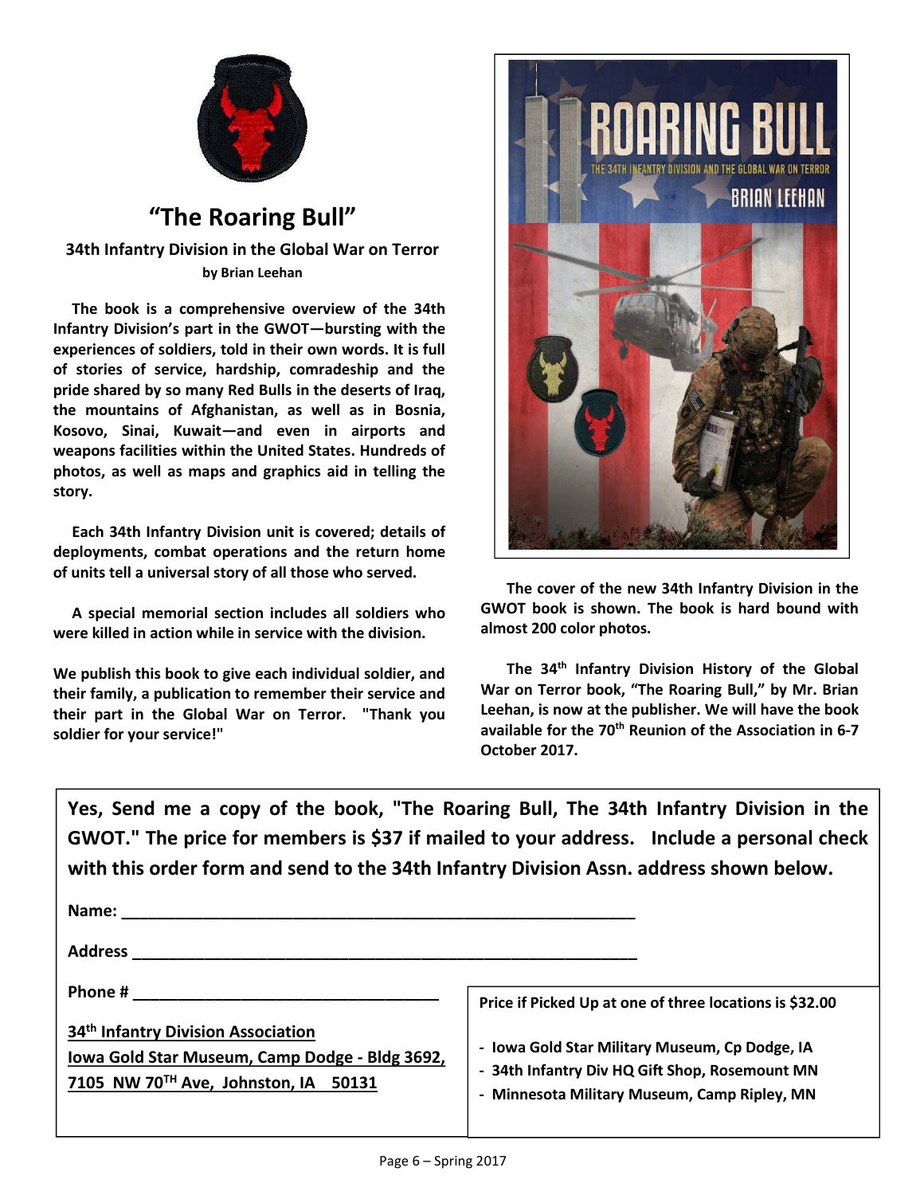# "The Roaring Bull"

### 34th Infantry Division in the Global War on Terror

**by Brian Leehan**

**The book is a comprehensive overview of the 34th Infantry Division's part in the GWOT—bursting with the experiences of soldiers, told in their own words. It is full of stories of service, hardship, comradeship and the pride shared by so many Red Bulls in the deserts of Iraq, the mountains of Afghanistan, as well as in Bosnia, Kosovo, Sinai, Kuwait—and even in airports and weapons facilities within the United States. Hundreds of photos, as well as maps and graphics aid in telling the story.**

**Each 34th Infantry Division unit is covered; details of deployments, combat operations and the return home of units tell a universal story of all those who served.**

**A special memorial section includes all soldiers who were killed in action while in service with the division.**

**We publish this book to give each individual soldier, and their family, a publication to remember their service and their part in the Global War on Terror. "Thank you soldier for your service!"**

**The cover of the new 34th Infantry Division in the GWOT book is shown. The book is hard bound with almost 200 color photos.**

**The 34th Infantry Division History of the Global War on Terror book, "The Roaring Bull," by Mr. Brian Leehan, is now at the publisher. We will have the book available for the 70th Reunion of the Association in 6-7 October 2017.**

---

**Yes, Send me a copy of the book, "The Roaring Bull, The 34th Infantry Division in the GWOT." The price for members is $37 if mailed to your address. Include a personal check with this order form and send to the 34th Infantry Division Assn. address shown below.**

**Name:** ________________________________________________

**Address** ______________________________________________

**Phone #** ______________________________

**34th Infantry Division Association**
**Iowa Gold Star Museum, Camp Dodge - Bldg 3692,**
**7105 NW 70TH Ave, Johnston, IA 50131**

**Price if Picked Up at one of three locations is $32.00**

- **Iowa Gold Star Military Museum, Cp Dodge, IA**
- **34th Infantry Div HQ Gift Shop, Rosemount MN**
- **Minnesota Military Museum, Camp Ripley, MN**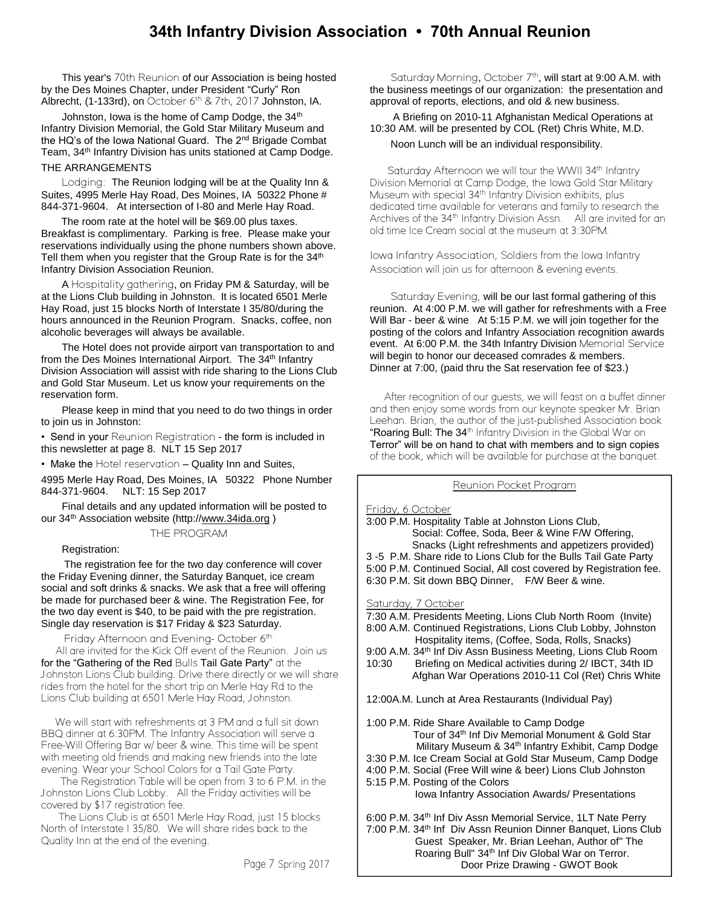# 34th Infantry Division Association • 70th Annual Reunion

This year's 70th Reunion of our Association is being hosted by the Des Moines Chapter, under President "Curly" Ron Albrecht, (1-133rd), on October 6th & 7th, 2017 Johnston, IA.

Johnston, Iowa is the home of Camp Dodge, the 34th Infantry Division Memorial, the Gold Star Military Museum and the HQ's of the Iowa National Guard. The 2nd Brigade Combat Team, 34th Infantry Division has units stationed at Camp Dodge.

THE ARRANGEMENTS

Lodging: The Reunion lodging will be at the Quality Inn & Suites, 4995 Merle Hay Road, Des Moines, IA 50322 Phone # 844-371-9604. At intersection of I-80 and Merle Hay Road.

The room rate at the hotel will be $69.00 plus taxes. Breakfast is complimentary. Parking is free. Please make your reservations individually using the phone numbers shown above. Tell them when you register that the Group Rate is for the 34th Infantry Division Association Reunion.

A Hospitality gathering, on Friday PM & Saturday, will be at the Lions Club building in Johnston. It is located 6501 Merle Hay Road, just 15 blocks North of Interstate I 35/80/during the hours announced in the Reunion Program. Snacks, coffee, non alcoholic beverages will always be available.

The Hotel does not provide airport van transportation to and from the Des Moines International Airport. The 34th Infantry Division Association will assist with ride sharing to the Lions Club and Gold Star Museum. Let us know your requirements on the reservation form.

Please keep in mind that you need to do two things in order to join us in Johnston:

- Send in your Reunion Registration - the form is included in this newsletter at page 8. NLT 15 Sep 2017
- Make the Hotel reservation – Quality Inn and Suites,

4995 Merle Hay Road, Des Moines, IA 50322 Phone Number 844-371-9604. NLT: 15 Sep 2017

Final details and any updated information will be posted to our 34th Association website (http://www.34ida.org )

THE PROGRAM

Registration:

The registration fee for the two day conference will cover the Friday Evening dinner, the Saturday Banquet, ice cream social and soft drinks & snacks. We ask that a free will offering be made for purchased beer & wine. The Registration Fee, for the two day event is $40, to be paid with the pre registration. Single day reservation is $17 Friday & $23 Saturday.

Friday Afternoon and Evening- October 6th:

All are invited for the Kick Off event of the Reunion. Join us for the "Gathering of the Red Bulls Tail Gate Party" at the Johnston Lions Club building. Drive there directly or we will share rides from the hotel for the short trip on Merle Hay Rd to the Lions Club building at 6501 Merle Hay Road, Johnston.

We will start with refreshments at 3 PM and a full sit down BBQ dinner at 6:30PM. The Infantry Association will serve a Free-Will Offering Bar w/ beer & wine. This time will be spent with meeting old friends and making new friends into the late evening. Wear your School Colors for a Tail Gate Party.

The Registration Table will be open from 3 to 6 P.M. in the Johnston Lions Club Lobby. All the Friday activities will be covered by $17 registration fee.

The Lions Club is at 6501 Merle Hay Road, just 15 blocks North of Interstate I 35/80. We will share rides back to the Quality Inn at the end of the evening.

Saturday Morning, October 7th, will start at 9:00 A.M. with the business meetings of our organization: the presentation and approval of reports, elections, and old & new business.

A Briefing on 2010-11 Afghanistan Medical Operations at 10:30 AM. will be presented by COL (Ret) Chris White, M.D.

Noon Lunch will be an individual responsibility.

Saturday Afternoon we will tour the WWII 34th Infantry Division Memorial at Camp Dodge, the Iowa Gold Star Military Museum with special 34th Infantry Division exhibits, plus dedicated time available for veterans and family to research the Archives of the 34th Infantry Division Assn. All are invited for an old time Ice Cream social at the museum at 3:30PM.

Iowa Infantry Association, Soldiers from the Iowa Infantry Association will join us for afternoon & evening events.

Saturday Evening, will be our last formal gathering of this reunion. At 4:00 P.M. we will gather for refreshments with a Free Will Bar - beer & wine. At 5:15 P.M. we will join together for the posting of the colors and Infantry Association recognition awards event. At 6:00 P.M. the 34th Infantry Division Memorial Service will begin to honor our deceased comrades & members. Dinner at 7:00, (paid thru the Sat reservation fee of $23.)

After recognition of our guests, we will feast on a buffet dinner and then enjoy some words from our keynote speaker Mr. Brian Leehan. Brian, the author of the just-published Association book "Roaring Bull: The 34th Infantry Division in the Global War on Terror" will be on hand to chat with members and to sign copies of the book, which will be available for purchase at the banquet.

## Reunion Pocket Program

Friday, 6 October

3:00 P.M. Hospitality Table at Johnston Lions Club,
Social: Coffee, Soda, Beer & Wine F/W Offering,
Snacks (Light refreshments and appetizers provided)
3 -5 P.M. Share ride to Lions Club for the Bulls Tail Gate Party
5:00 P.M. Continued Social, All cost covered by Registration fee.
6:30 P.M. Sit down BBQ Dinner, F/W Beer & wine.

Saturday, 7 October

7:30 A.M. Presidents Meeting, Lions Club North Room (Invite)
8:00 A.M. Continued Registrations, Lions Club Lobby, Johnston
Hospitality items, (Coffee, Soda, Rolls, Snacks)
9:00 A.M. 34th Inf Div Assn Business Meeting, Lions Club Room
10:30 Briefing on Medical activities during 2/ IBCT, 34th ID
Afghan War Operations 2010-11 Col (Ret) Chris White

12:00A.M. Lunch at Area Restaurants (Individual Pay)

1:00 P.M. Ride Share Available to Camp Dodge
Tour of 34th Inf Div Memorial Monument & Gold Star
Military Museum & 34th Infantry Exhibit, Camp Dodge
3:30 P.M. Ice Cream Social at Gold Star Museum, Camp Dodge
4:00 P.M. Social (Free Will wine & beer) Lions Club Johnston
5:15 P.M. Posting of the Colors
Iowa Infantry Association Awards/ Presentations

6:00 P.M. 34th Inf Div Assn Memorial Service, 1LT Nate Perry
7:00 P.M. 34th Inf Div Assn Reunion Dinner Banquet, Lions Club
Guest Speaker, Mr. Brian Leehan, Author of" The Roaring Bull" 34th Inf Div Global War on Terror.
Door Prize Drawing - GWOT Book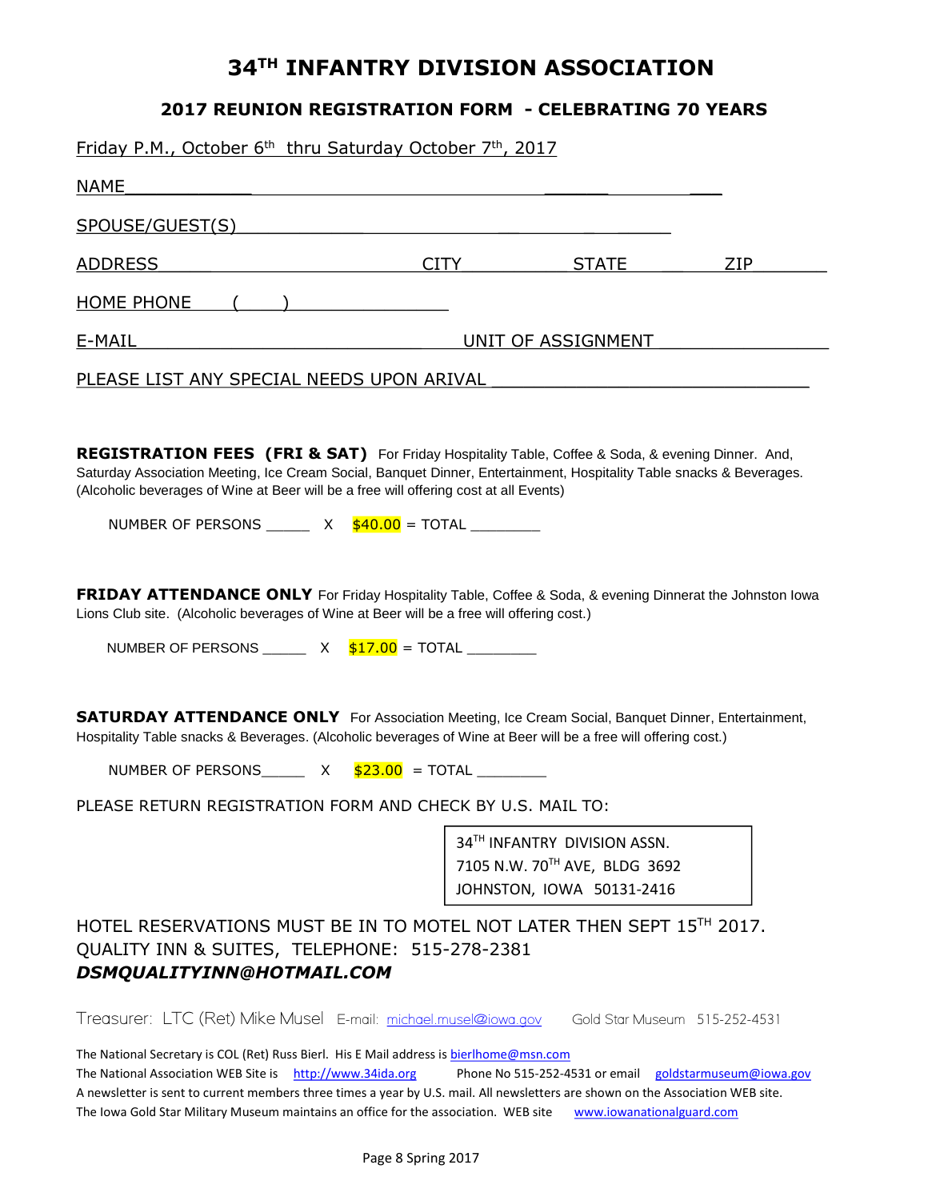# 34TH INFANTRY DIVISION ASSOCIATION

## 2017 REUNION REGISTRATION FORM - CELEBRATING 70 YEARS

Friday P.M., October 6th thru Saturday October 7th, 2017

NAME ____________________________________________

SPOUSE/GUEST(S) ____________________________________________

ADDRESS ______________________ CITY __________ STATE ________ ZIP ________

HOME PHONE ( ) ________________

E-MAIL ______________________________ UNIT OF ASSIGNMENT ________________

PLEASE LIST ANY SPECIAL NEEDS UPON ARIVAL ______________________________

**REGISTRATION FEES (FRI & SAT)** For Friday Hospitality Table, Coffee & Soda, & evening Dinner. And, Saturday Association Meeting, Ice Cream Social, Banquet Dinner, Entertainment, Hospitality Table snacks & Beverages. (Alcoholic beverages of Wine at Beer will be a free will offering cost at all Events)

NUMBER OF PERSONS _____ X $40.00 = TOTAL ________

**FRIDAY ATTENDANCE ONLY** For Friday Hospitality Table, Coffee & Soda, & evening Dinnerat the Johnston Iowa Lions Club site. (Alcoholic beverages of Wine at Beer will be a free will offering cost.)

NUMBER OF PERSONS _____ X $17.00 = TOTAL ________

**SATURDAY ATTENDANCE ONLY** For Association Meeting, Ice Cream Social, Banquet Dinner, Entertainment, Hospitality Table snacks & Beverages. (Alcoholic beverages of Wine at Beer will be a free will offering cost.)

NUMBER OF PERSONS_____ X $23.00 = TOTAL ________

PLEASE RETURN REGISTRATION FORM AND CHECK BY U.S. MAIL TO:

34TH INFANTRY DIVISION ASSN.
7105 N.W. 70TH AVE, BLDG 3692
JOHNSTON, IOWA 50131-2416

HOTEL RESERVATIONS MUST BE IN TO MOTEL NOT LATER THEN SEPT 15TH 2017.
QUALITY INN & SUITES, TELEPHONE: 515-278-2381
***DSMQUALITYINN@HOTMAIL.COM***

Treasurer: LTC (Ret) Mike Musel E-mail: michael.musel@iowa.gov Gold Star Museum 515-252-4531

The National Secretary is COL (Ret) Russ Bierl. His E Mail address is bierlhome@msn.com
The National Association WEB Site is http://www.34ida.org Phone No 515-252-4531 or email goldstarmuseum@iowa.gov
A newsletter is sent to current members three times a year by U.S. mail. All newsletters are shown on the Association WEB site.
The Iowa Gold Star Military Museum maintains an office for the association. WEB site www.iowanationalguard.com